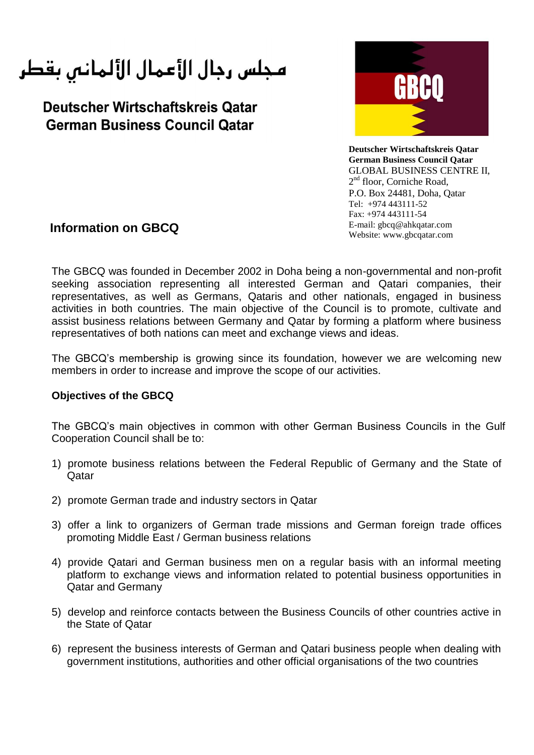مجلس رجال الأعمال الألماني بقطر

**Deutscher Wirtschaftskreis Qatar**
**German Business Council Qatar**

GBCQ

**Deutscher Wirtschaftskreis Qatar**
**German Business Council Qatar**
GLOBAL BUSINESS CENTRE II,
2nd floor, Corniche Road,
P.O. Box 24481, Doha, Qatar
Tel: +974 443111-52
Fax: +974 443111-54
E-mail: gbcq@ahkqatar.com
Website: www.gbcqatar.com

## Information on GBCQ

The GBCQ was founded in December 2002 in Doha being a non-governmental and non-profit seeking association representing all interested German and Qatari companies, their representatives, as well as Germans, Qataris and other nationals, engaged in business activities in both countries. The main objective of the Council is to promote, cultivate and assist business relations between Germany and Qatar by forming a platform where business representatives of both nations can meet and exchange views and ideas.

The GBCQ's membership is growing since its foundation, however we are welcoming new members in order to increase and improve the scope of our activities.

### Objectives of the GBCQ

The GBCQ's main objectives in common with other German Business Councils in the Gulf Cooperation Council shall be to:

1) promote business relations between the Federal Republic of Germany and the State of Qatar

2) promote German trade and industry sectors in Qatar

3) offer a link to organizers of German trade missions and German foreign trade offices promoting Middle East / German business relations

4) provide Qatari and German business men on a regular basis with an informal meeting platform to exchange views and information related to potential business opportunities in Qatar and Germany

5) develop and reinforce contacts between the Business Councils of other countries active in the State of Qatar

6) represent the business interests of German and Qatari business people when dealing with government institutions, authorities and other official organisations of the two countries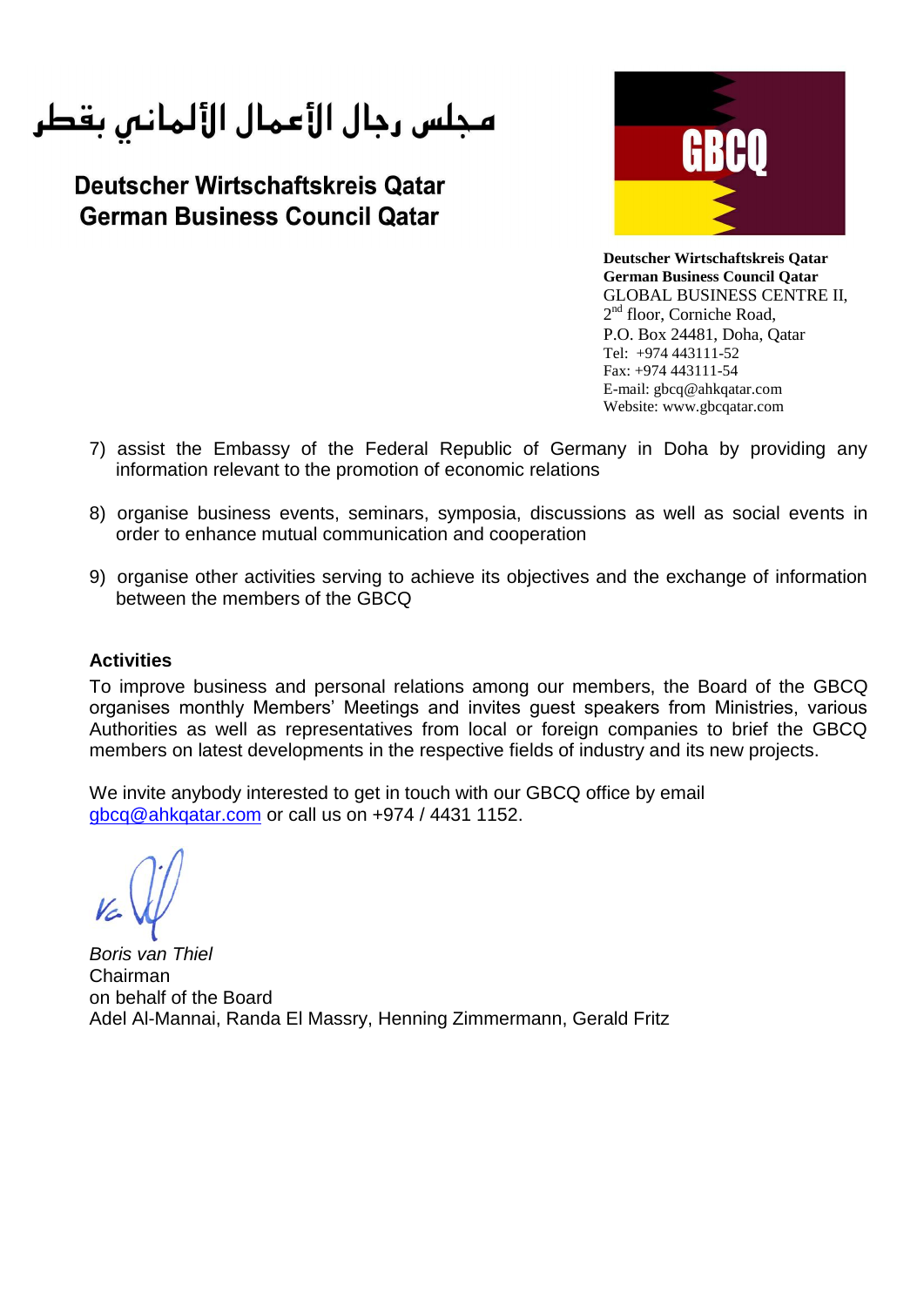مجلس رجال الأعمال الألماني بقطر

**Deutscher Wirtschaftskreis Qatar**
**German Business Council Qatar**

**Deutscher Wirtschaftskreis Qatar**
**German Business Council Qatar**
GLOBAL BUSINESS CENTRE II,
2nd floor, Corniche Road,
P.O. Box 24481, Doha, Qatar
Tel: +974 443111-52
Fax: +974 443111-54
E-mail: gbcq@ahkqatar.com
Website: www.gbcqatar.com

7) assist the Embassy of the Federal Republic of Germany in Doha by providing any information relevant to the promotion of economic relations

8) organise business events, seminars, symposia, discussions as well as social events in order to enhance mutual communication and cooperation

9) organise other activities serving to achieve its objectives and the exchange of information between the members of the GBCQ

**Activities**

To improve business and personal relations among our members, the Board of the GBCQ organises monthly Members' Meetings and invites guest speakers from Ministries, various Authorities as well as representatives from local or foreign companies to brief the GBCQ members on latest developments in the respective fields of industry and its new projects.

We invite anybody interested to get in touch with our GBCQ office by email gbcq@ahkqatar.com or call us on +974 / 4431 1152.

*Boris van Thiel*
Chairman
on behalf of the Board
Adel Al-Mannai, Randa El Massry, Henning Zimmermann, Gerald Fritz